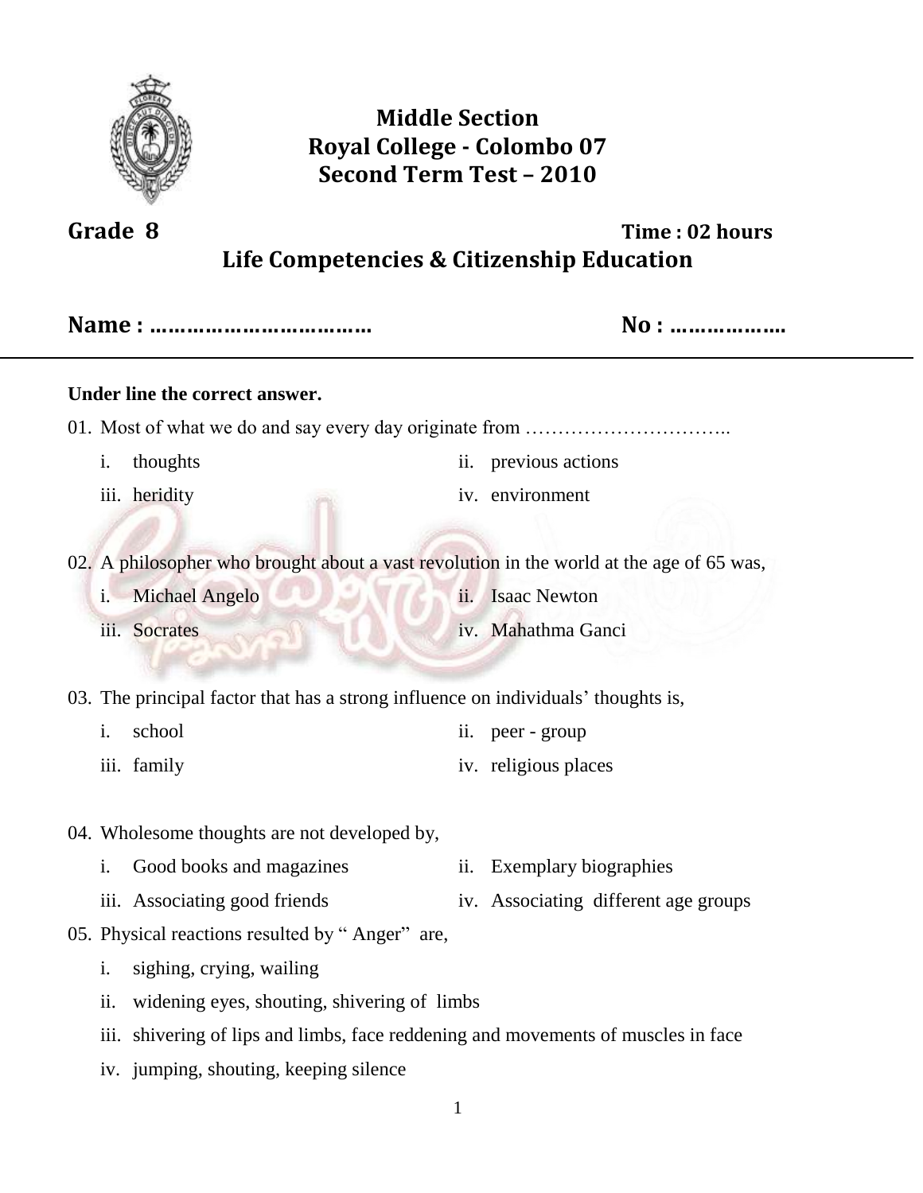# Middle Section
# Royal College - Colombo 07
# Second Term Test – 2010

**Grade 8** **Time : 02 hours**

## Life Competencies & Citizenship Education

**Name : ……………………………… No : ………………**

---

**Under line the correct answer.**

01. Most of what we do and say every day originate from …………………………..
    - i. thoughts
    - ii. previous actions
    - iii. heridity
    - iv. environment

02. A philosopher who brought about a vast revolution in the world at the age of 65 was,
    - i. Michael Angelo
    - ii. Isaac Newton
    - iii. Socrates
    - iv. Mahathma Ganci

03. The principal factor that has a strong influence on individuals' thoughts is,
    - i. school
    - ii. peer - group
    - iii. family
    - iv. religious places

04. Wholesome thoughts are not developed by,
    - i. Good books and magazines
    - ii. Exemplary biographies
    - iii. Associating good friends
    - iv. Associating different age groups

05. Physical reactions resulted by " Anger" are,
    - i. sighing, crying, wailing
    - ii. widening eyes, shouting, shivering of limbs
    - iii. shivering of lips and limbs, face reddening and movements of muscles in face
    - iv. jumping, shouting, keeping silence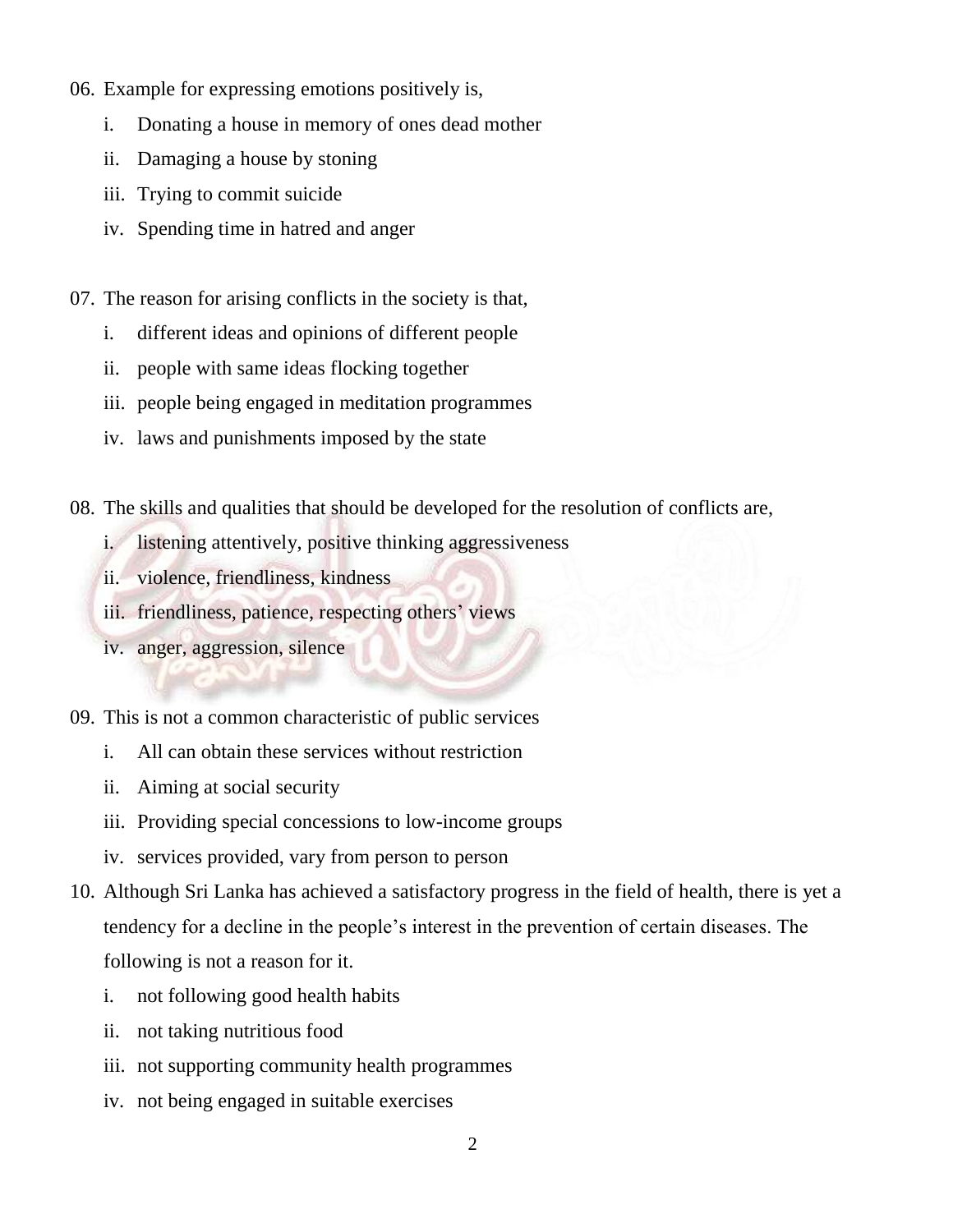06. Example for expressing emotions positively is,
    i. Donating a house in memory of ones dead mother
    ii. Damaging a house by stoning
    iii. Trying to commit suicide
    iv. Spending time in hatred and anger

07. The reason for arising conflicts in the society is that,
    i. different ideas and opinions of different people
    ii. people with same ideas flocking together
    iii. people being engaged in meditation programmes
    iv. laws and punishments imposed by the state

08. The skills and qualities that should be developed for the resolution of conflicts are,
    i. listening attentively, positive thinking aggressiveness
    ii. violence, friendliness, kindness
    iii. friendliness, patience, respecting others' views
    iv. anger, aggression, silence

09. This is not a common characteristic of public services
    i. All can obtain these services without restriction
    ii. Aiming at social security
    iii. Providing special concessions to low-income groups
    iv. services provided, vary from person to person

10. Although Sri Lanka has achieved a satisfactory progress in the field of health, there is yet a tendency for a decline in the people's interest in the prevention of certain diseases. The following is not a reason for it.
    i. not following good health habits
    ii. not taking nutritious food
    iii. not supporting community health programmes
    iv. not being engaged in suitable exercises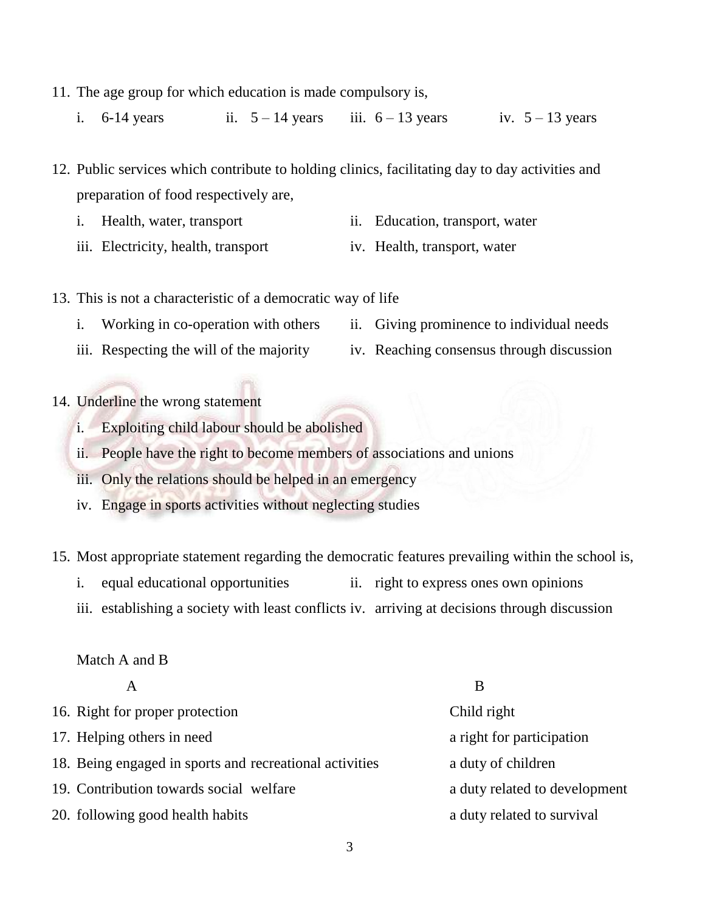11. The age group for which education is made compulsory is,
    i. 6-14 years ii. 5 – 14 years iii. 6 – 13 years iv. 5 – 13 years

12. Public services which contribute to holding clinics, facilitating day to day activities and preparation of food respectively are,
    i. Health, water, transport
    ii. Education, transport, water
    iii. Electricity, health, transport
    iv. Health, transport, water

13. This is not a characteristic of a democratic way of life
    i. Working in co-operation with others
    ii. Giving prominence to individual needs
    iii. Respecting the will of the majority
    iv. Reaching consensus through discussion

14. Underline the wrong statement
    i. Exploiting child labour should be abolished
    ii. People have the right to become members of associations and unions
    iii. Only the relations should be helped in an emergency
    iv. Engage in sports activities without neglecting studies

15. Most appropriate statement regarding the democratic features prevailing within the school is,
    i. equal educational opportunities
    ii. right to express ones own opinions
    iii. establishing a society with least conflicts
    iv. arriving at decisions through discussion

Match A and B

| A | B |
|---|---|
| 16. Right for proper protection | Child right |
| 17. Helping others in need | a right for participation |
| 18. Being engaged in sports and recreational activities | a duty of children |
| 19. Contribution towards social welfare | a duty related to development |
| 20. following good health habits | a duty related to survival |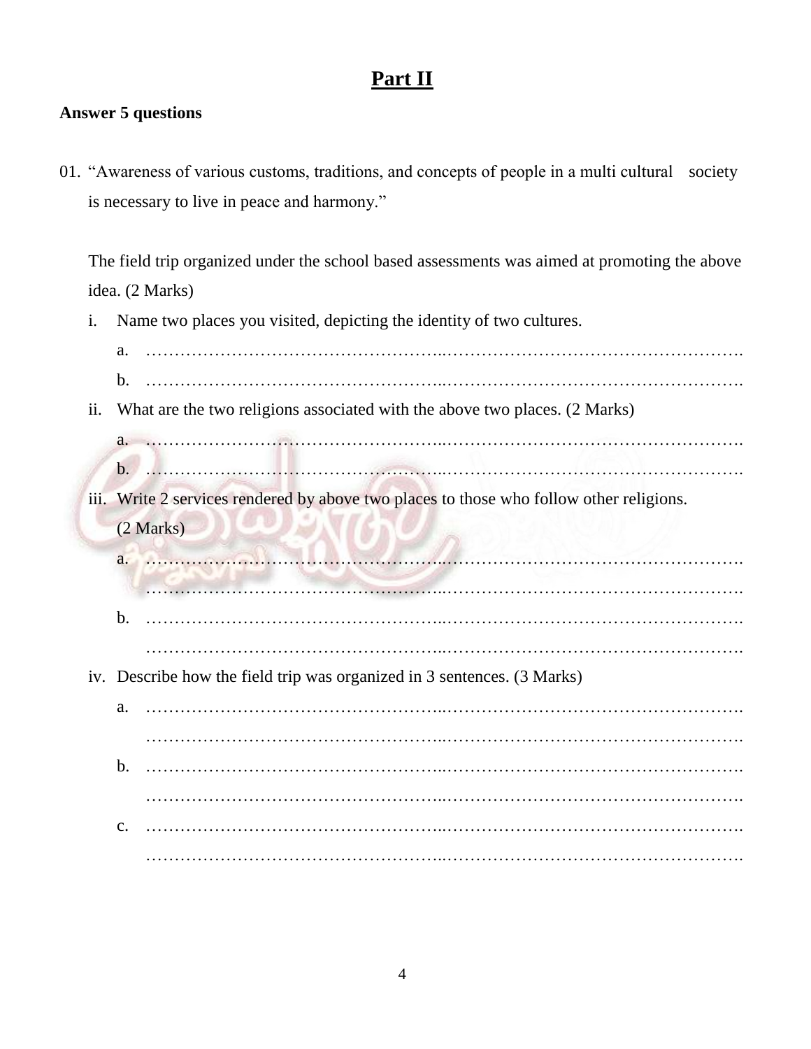# Part II

**Answer 5 questions**

01. "Awareness of various customs, traditions, and concepts of people in a multi cultural society is necessary to live in peace and harmony."

    The field trip organized under the school based assessments was aimed at promoting the above idea. (2 Marks)

    i. Name two places you visited, depicting the identity of two cultures.

       a. …………………………………………………………………………………………

       b. …………………………………………………………………………………………

    ii. What are the two religions associated with the above two places. (2 Marks)

       a. …………………………………………………………………………………………

       b. …………………………………………………………………………………………

    iii. Write 2 services rendered by above two places to those who follow other religions. (2 Marks)

       a. …………………………………………………………………………………………
       …………………………………………………………………………………………

       b. …………………………………………………………………………………………
       …………………………………………………………………………………………

    iv. Describe how the field trip was organized in 3 sentences. (3 Marks)

       a. …………………………………………………………………………………………
       …………………………………………………………………………………………

       b. …………………………………………………………………………………………
       …………………………………………………………………………………………

       c. …………………………………………………………………………………………
       …………………………………………………………………………………………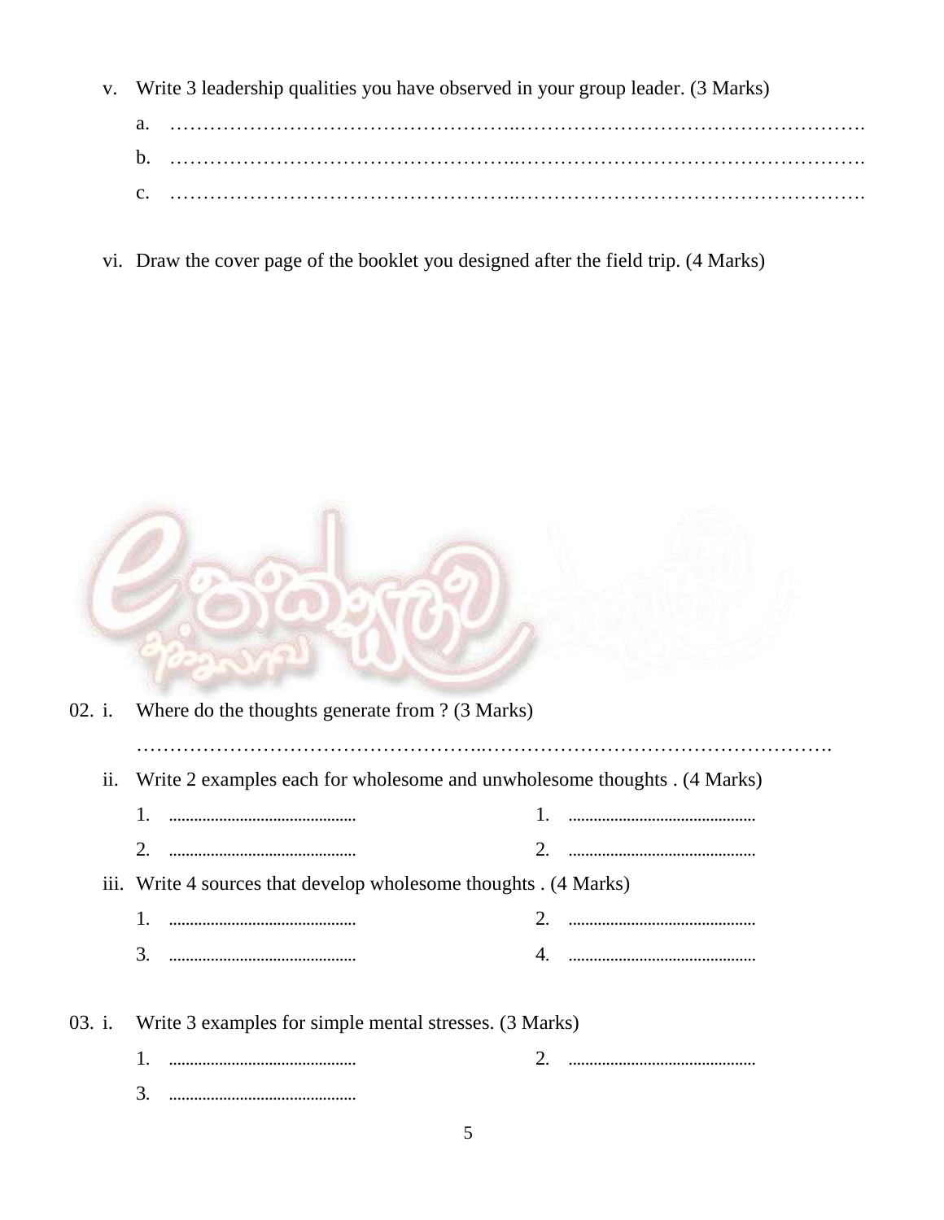v. Write 3 leadership qualities you have observed in your group leader. (3 Marks)

a. ……………………………………………..…………………………………………….

b. ……………………………………………..…………………………………………….

c. ……………………………………………..…………………………………………….

vi. Draw the cover page of the booklet you designed after the field trip. (4 Marks)

02. i. Where do the thoughts generate from ? (3 Marks)

……………………………………………..…………………………………………….

ii. Write 2 examples each for wholesome and unwholesome thoughts . (4 Marks)

| | |
|---|---|
| 1. ............................................ | 1. ............................................ |
| 2. ............................................ | 2. ............................................ |

iii. Write 4 sources that develop wholesome thoughts . (4 Marks)

| | |
|---|---|
| 1. ............................................ | 2. ............................................ |
| 3. ............................................ | 4. ............................................ |

03. i. Write 3 examples for simple mental stresses. (3 Marks)

| | |
|---|---|
| 1. ............................................ | 2. ............................................ |
| 3. ............................................ | |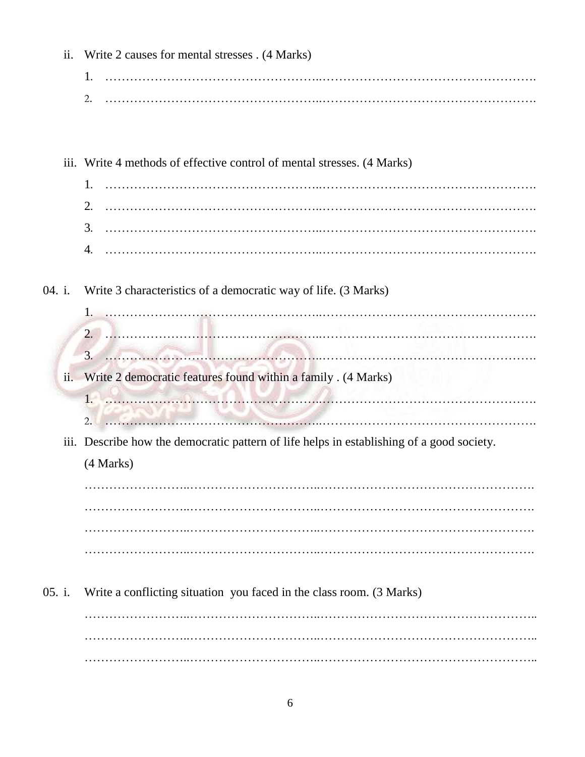ii. Write 2 causes for mental stresses . (4 Marks)

1. …………………………………………………………………………………………
2. …………………………………………………………………………………………

iii. Write 4 methods of effective control of mental stresses. (4 Marks)

1. …………………………………………………………………………………………
2. …………………………………………………………………………………………
3. …………………………………………………………………………………………
4. …………………………………………………………………………………………

04. i. Write 3 characteristics of a democratic way of life. (3 Marks)

1. …………………………………………………………………………………………
2. …………………………………………………………………………………………
3. …………………………………………………………………………………………

ii. Write 2 democratic features found within a family . (4 Marks)

1. …………………………………………………………………………………………
2. …………………………………………………………………………………………

iii. Describe how the democratic pattern of life helps in establishing of a good society. (4 Marks)

…………………………………………………………………………………………
…………………………………………………………………………………………
…………………………………………………………………………………………
…………………………………………………………………………………………

05. i. Write a conflicting situation you faced in the class room. (3 Marks)

…………………………………………………………………………………………
…………………………………………………………………………………………
…………………………………………………………………………………………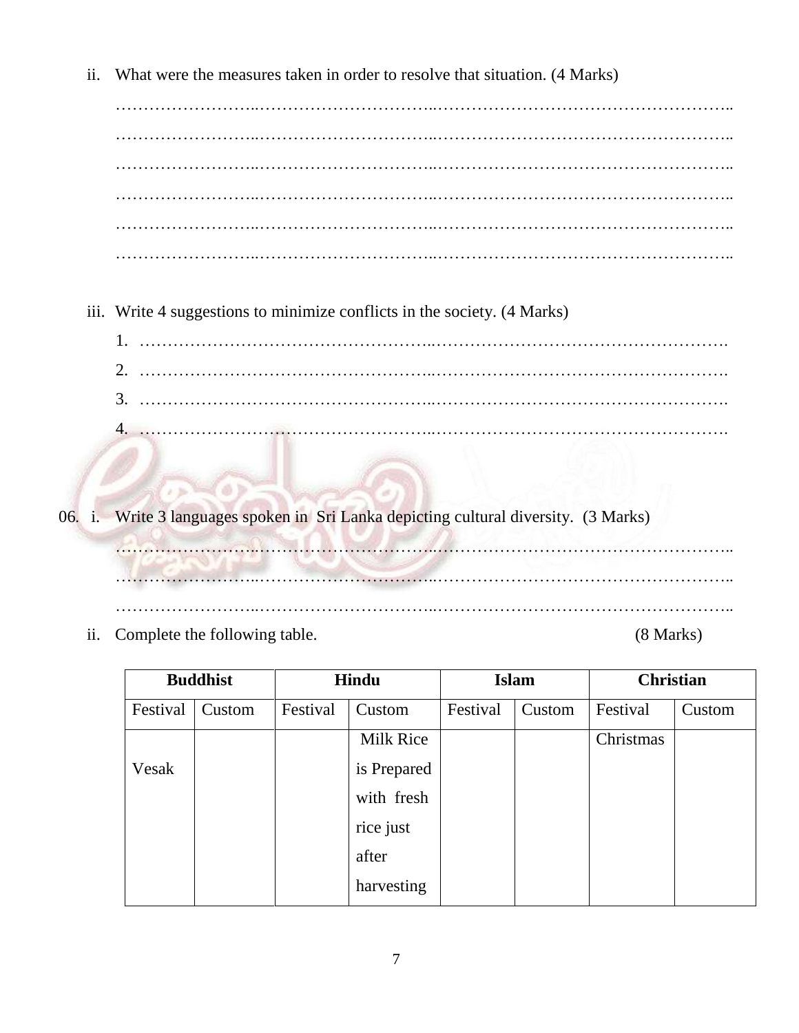ii. What were the measures taken in order to resolve that situation. (4 Marks)

…………………………………………………………………………………………………………

…………………………………………………………………………………………………………

…………………………………………………………………………………………………………

…………………………………………………………………………………………………………

…………………………………………………………………………………………………………

…………………………………………………………………………………………………………

iii. Write 4 suggestions to minimize conflicts in the society. (4 Marks)

1. ……………………………………………………………………………………………

2. ……………………………………………………………………………………………

3. ……………………………………………………………………………………………

4. ……………………………………………………………………………………………

06. i. Write 3 languages spoken in Sri Lanka depicting cultural diversity. (3 Marks)

…………………………………………………………………………………………………………

…………………………………………………………………………………………………………

…………………………………………………………………………………………………………

ii. Complete the following table. (8 Marks)

| Buddhist | | Hindu | | Islam | | Christian | |
|---|---|---|---|---|---|---|---|
| Festival | Custom | Festival | Custom | Festival | Custom | Festival | Custom |
| Vesak | | | Milk Rice is Prepared with fresh rice just after harvesting | | | Christmas | |